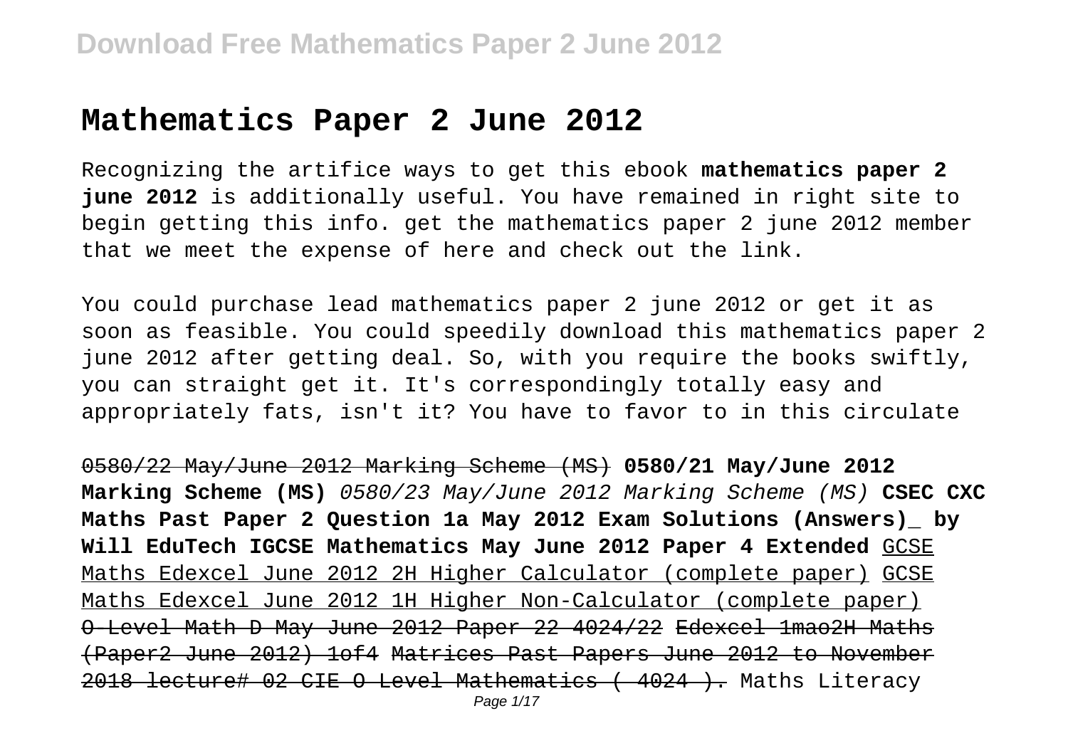# Mathematics Paper 2 June 2012

Recognizing the artifice ways to get this ebook **mathematics paper 2 june 2012** is additionally useful. You have remained in right site to begin getting this info. get the mathematics paper 2 june 2012 member that we meet the expense of here and check out the link.

You could purchase lead mathematics paper 2 june 2012 or get it as soon as feasible. You could speedily download this mathematics paper 2 june 2012 after getting deal. So, with you require the books swiftly, you can straight get it. It's correspondingly totally easy and appropriately fats, isn't it? You have to favor to in this circulate

~~0580/22 May/June 2012 Marking Scheme (MS)~~ **0580/21 May/June 2012 Marking Scheme (MS)** *0580/23 May/June 2012 Marking Scheme (MS)* **CSEC CXC Maths Past Paper 2 Question 1a May 2012 Exam Solutions (Answers)_ by Will EduTech IGCSE Mathematics May June 2012 Paper 4 Extended** GCSE Maths Edexcel June 2012 2H Higher Calculator (complete paper) GCSE Maths Edexcel June 2012 1H Higher Non-Calculator (complete paper) ~~O-Level Math D May June 2012 Paper 22 4024/22~~ ~~Edexcel 1mao2H Maths (Paper2 June 2012) 1of4~~ ~~Matrices Past Papers June 2012 to November 2018 lecture# 02 CIE O Level Mathematics ( 4024 ).~~ Maths Literacy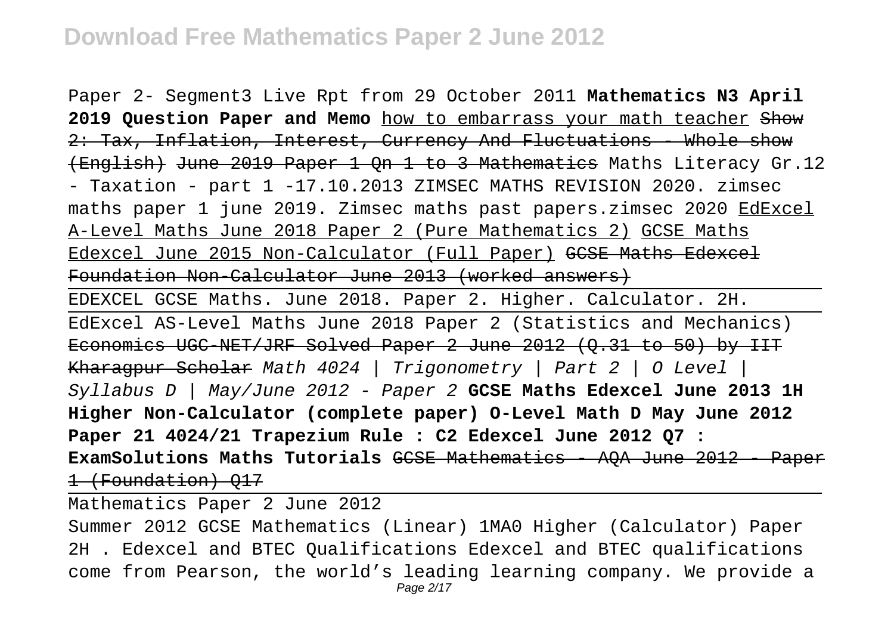Paper 2- Segment3 Live Rpt from 29 October 2011 **Mathematics N3 April 2019 Question Paper and Memo** how to embarrass your math teacher ~~Show 2: Tax, Inflation, Interest, Currency And Fluctuations - Whole show (English)~~ ~~June 2019 Paper 1 Qn 1 to 3 Mathematics~~ Maths Literacy Gr.12 - Taxation - part 1 -17.10.2013 ZIMSEC MATHS REVISION 2020. zimsec maths paper 1 june 2019. Zimsec maths past papers.zimsec 2020 EdExcel A-Level Maths June 2018 Paper 2 (Pure Mathematics 2) GCSE Maths Edexcel June 2015 Non-Calculator (Full Paper) ~~GCSE Maths Edexcel Foundation Non-Calculator June 2013 (worked answers)~~

EDEXCEL GCSE Maths. June 2018. Paper 2. Higher. Calculator. 2H.

EdExcel AS-Level Maths June 2018 Paper 2 (Statistics and Mechanics) ~~Economics UGC-NET/JRF Solved Paper 2 June 2012 (Q.31 to 50) by IIT Kharagpur Scholar~~ *Math 4024 | Trigonometry | Part 2 | O Level | Syllabus D | May/June 2012 - Paper 2* **GCSE Maths Edexcel June 2013 1H Higher Non-Calculator (complete paper) O-Level Math D May June 2012 Paper 21 4024/21 Trapezium Rule : C2 Edexcel June 2012 Q7 : ExamSolutions Maths Tutorials** ~~GCSE Mathematics - AQA June 2012 - Paper 1 (Foundation) Q17~~

Mathematics Paper 2 June 2012

Summer 2012 GCSE Mathematics (Linear) 1MA0 Higher (Calculator) Paper 2H . Edexcel and BTEC Qualifications Edexcel and BTEC qualifications come from Pearson, the world's leading learning company. We provide a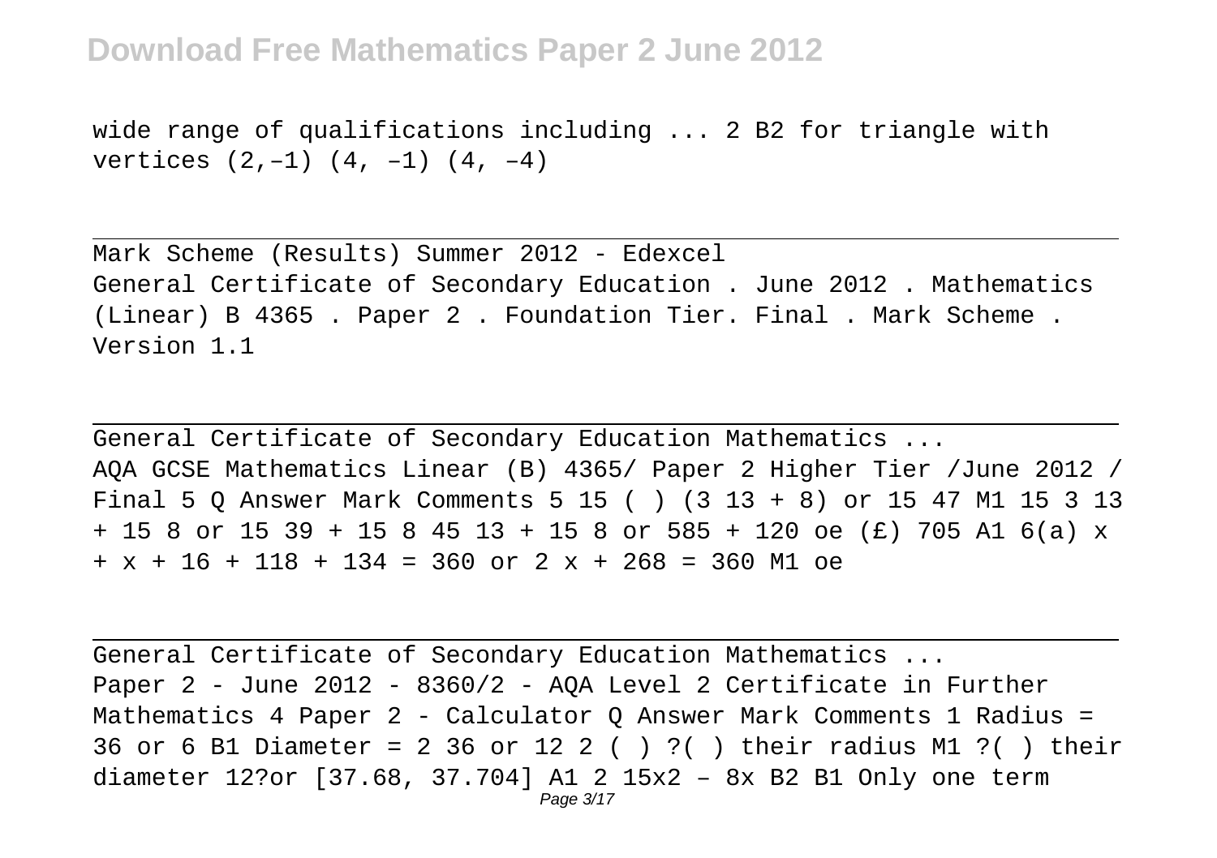wide range of qualifications including ... 2 B2 for triangle with vertices (2,–1) (4, –1) (4, –4)

Mark Scheme (Results) Summer 2012 - Edexcel

General Certificate of Secondary Education . June 2012 . Mathematics (Linear) B 4365 . Paper 2 . Foundation Tier. Final . Mark Scheme . Version 1.1

General Certificate of Secondary Education Mathematics ...

AQA GCSE Mathematics Linear (B) 4365/ Paper 2 Higher Tier /June 2012 / Final 5 Q Answer Mark Comments 5 15 ( ) (3 13 + 8) or 15 47 M1 15 3 13 + 15 8 or 15 39 + 15 8 45 13 + 15 8 or 585 + 120 oe (£) 705 A1 6(a) x + x + 16 + 118 + 134 = 360 or 2 x + 268 = 360 M1 oe

General Certificate of Secondary Education Mathematics ...

Paper 2 - June 2012 - 8360/2 - AQA Level 2 Certificate in Further Mathematics 4 Paper 2 - Calculator Q Answer Mark Comments 1 Radius = 36 or 6 B1 Diameter = 2 36 or 12 2 ( ) ?( ) their radius M1 ?( ) their diameter 12?or [37.68, 37.704] A1 2 15x2 – 8x B2 B1 Only one term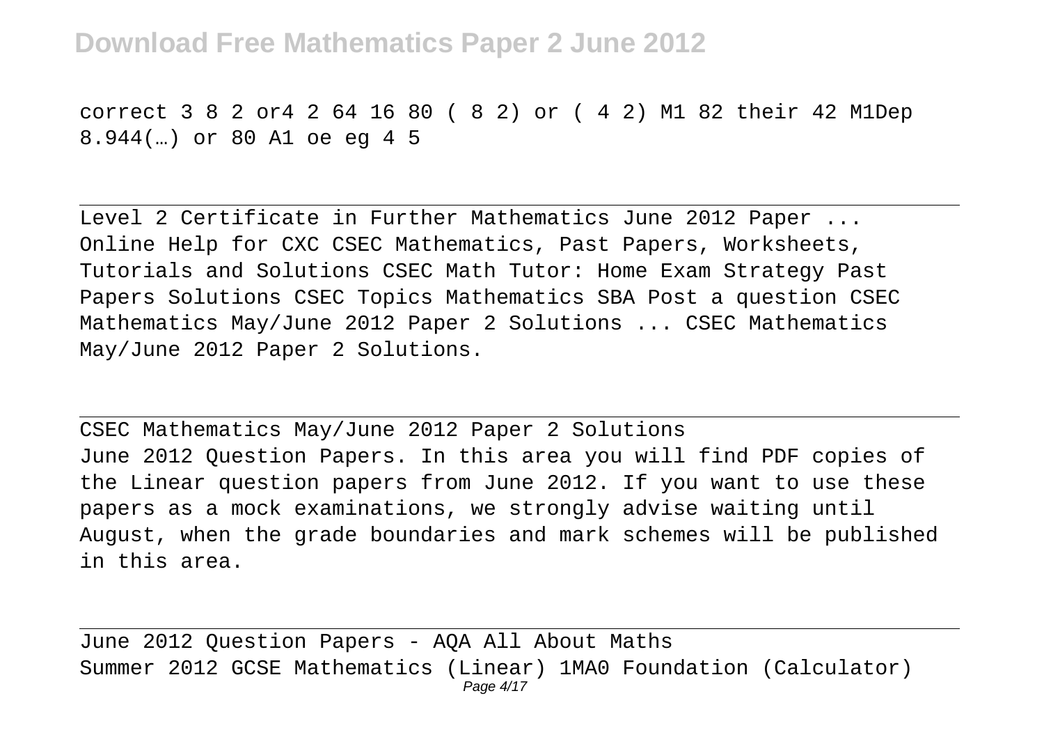correct 3 8 2 or4 2 64 16 80 ( 8 2) or ( 4 2) M1 82 their 42 M1Dep 8.944(…) or 80 A1 oe eg 4 5

## Level 2 Certificate in Further Mathematics June 2012 Paper ...

Online Help for CXC CSEC Mathematics, Past Papers, Worksheets, Tutorials and Solutions CSEC Math Tutor: Home Exam Strategy Past Papers Solutions CSEC Topics Mathematics SBA Post a question CSEC Mathematics May/June 2012 Paper 2 Solutions ... CSEC Mathematics May/June 2012 Paper 2 Solutions.

## CSEC Mathematics May/June 2012 Paper 2 Solutions

June 2012 Question Papers. In this area you will find PDF copies of the Linear question papers from June 2012. If you want to use these papers as a mock examinations, we strongly advise waiting until August, when the grade boundaries and mark schemes will be published in this area.

## June 2012 Question Papers - AQA All About Maths

Summer 2012 GCSE Mathematics (Linear) 1MA0 Foundation (Calculator)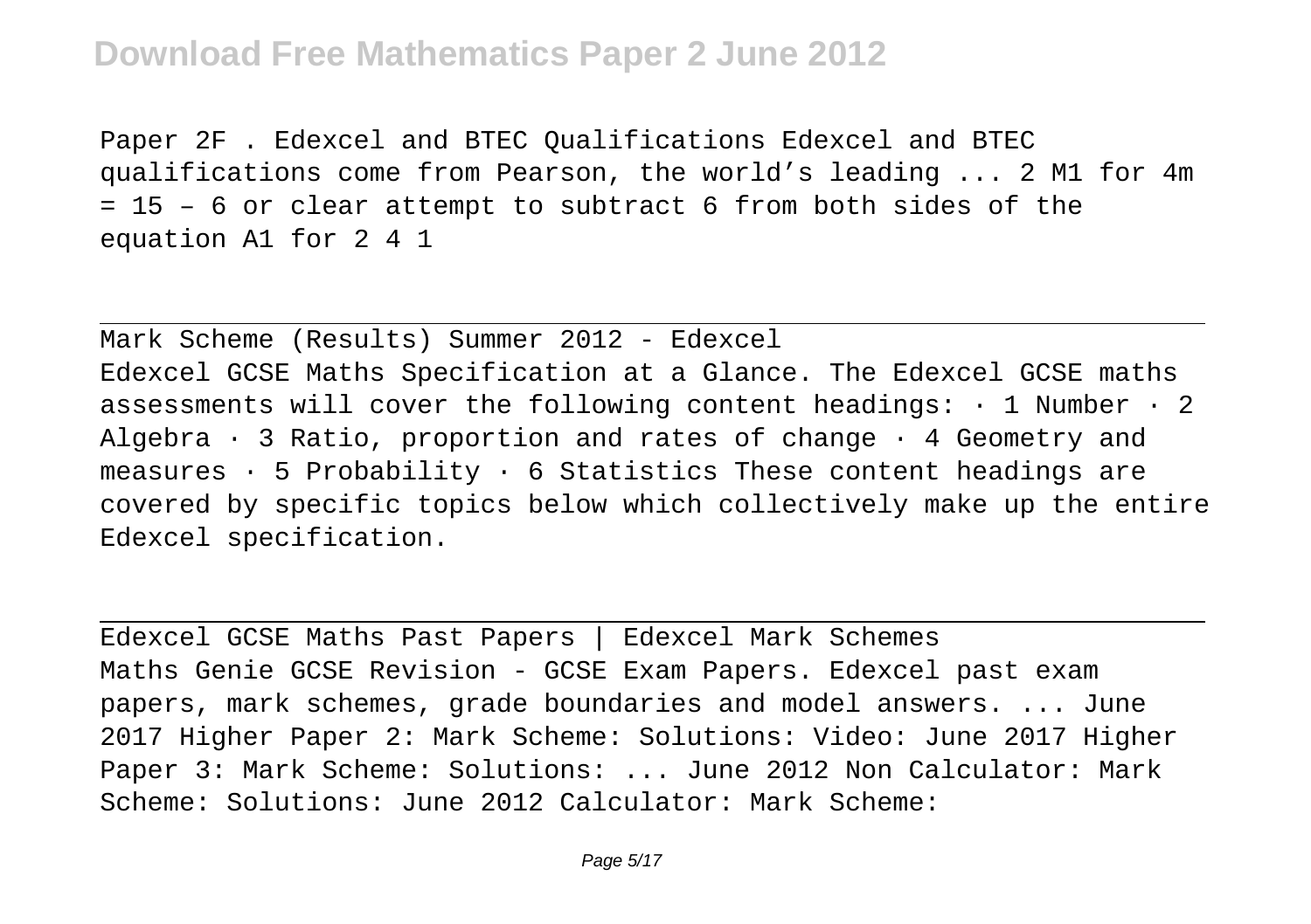Paper 2F . Edexcel and BTEC Qualifications Edexcel and BTEC qualifications come from Pearson, the world's leading ... 2 M1 for $4m = 15 – 6$ or clear attempt to subtract 6 from both sides of the equation A1 for 2 4 1

## Mark Scheme (Results) Summer 2012 - Edexcel

Edexcel GCSE Maths Specification at a Glance. The Edexcel GCSE maths assessments will cover the following content headings: · 1 Number · 2 Algebra · 3 Ratio, proportion and rates of change · 4 Geometry and measures · 5 Probability · 6 Statistics These content headings are covered by specific topics below which collectively make up the entire Edexcel specification.

## Edexcel GCSE Maths Past Papers | Edexcel Mark Schemes

Maths Genie GCSE Revision - GCSE Exam Papers. Edexcel past exam papers, mark schemes, grade boundaries and model answers. ... June 2017 Higher Paper 2: Mark Scheme: Solutions: Video: June 2017 Higher Paper 3: Mark Scheme: Solutions: ... June 2012 Non Calculator: Mark Scheme: Solutions: June 2012 Calculator: Mark Scheme: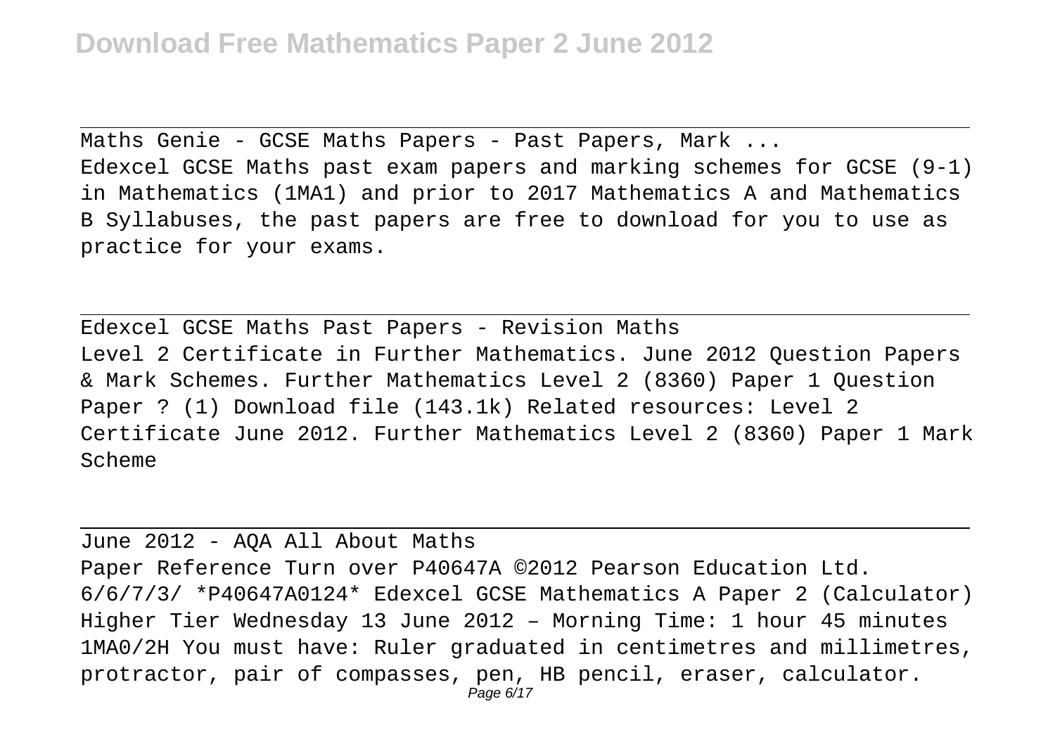Maths Genie - GCSE Maths Papers - Past Papers, Mark ...

Edexcel GCSE Maths past exam papers and marking schemes for GCSE (9-1) in Mathematics (1MA1) and prior to 2017 Mathematics A and Mathematics B Syllabuses, the past papers are free to download for you to use as practice for your exams.

Edexcel GCSE Maths Past Papers - Revision Maths

Level 2 Certificate in Further Mathematics. June 2012 Question Papers & Mark Schemes. Further Mathematics Level 2 (8360) Paper 1 Question Paper ? (1) Download file (143.1k) Related resources: Level 2 Certificate June 2012. Further Mathematics Level 2 (8360) Paper 1 Mark Scheme

June 2012 - AQA All About Maths

Paper Reference Turn over P40647A ©2012 Pearson Education Ltd. 6/6/7/3/ *P40647A0124* Edexcel GCSE Mathematics A Paper 2 (Calculator) Higher Tier Wednesday 13 June 2012 – Morning Time: 1 hour 45 minutes 1MA0/2H You must have: Ruler graduated in centimetres and millimetres, protractor, pair of compasses, pen, HB pencil, eraser, calculator.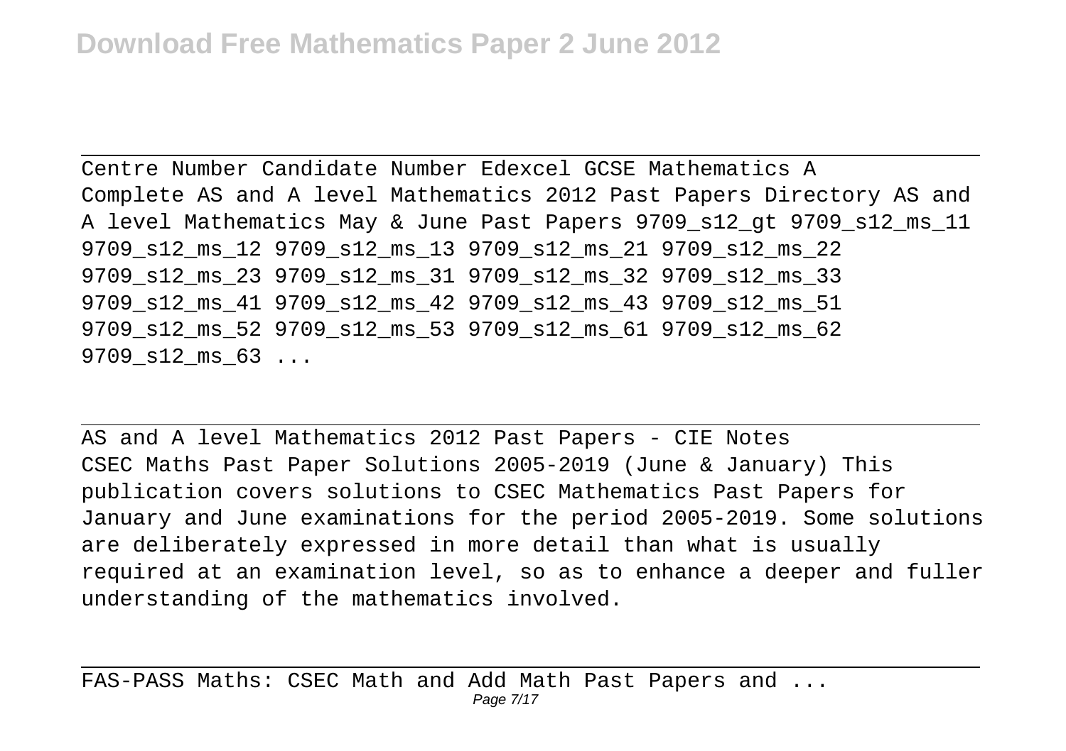Centre Number Candidate Number Edexcel GCSE Mathematics A
Complete AS and A level Mathematics 2012 Past Papers Directory AS and A level Mathematics May & June Past Papers 9709_s12_gt 9709_s12_ms_11 9709_s12_ms_12 9709_s12_ms_13 9709_s12_ms_21 9709_s12_ms_22 9709_s12_ms_23 9709_s12_ms_31 9709_s12_ms_32 9709_s12_ms_33 9709_s12_ms_41 9709_s12_ms_42 9709_s12_ms_43 9709_s12_ms_51 9709_s12_ms_52 9709_s12_ms_53 9709_s12_ms_61 9709_s12_ms_62 9709_s12_ms_63 ...

AS and A level Mathematics 2012 Past Papers - CIE Notes
CSEC Maths Past Paper Solutions 2005-2019 (June & January) This publication covers solutions to CSEC Mathematics Past Papers for January and June examinations for the period 2005-2019. Some solutions are deliberately expressed in more detail than what is usually required at an examination level, so as to enhance a deeper and fuller understanding of the mathematics involved.

FAS-PASS Maths: CSEC Math and Add Math Past Papers and ...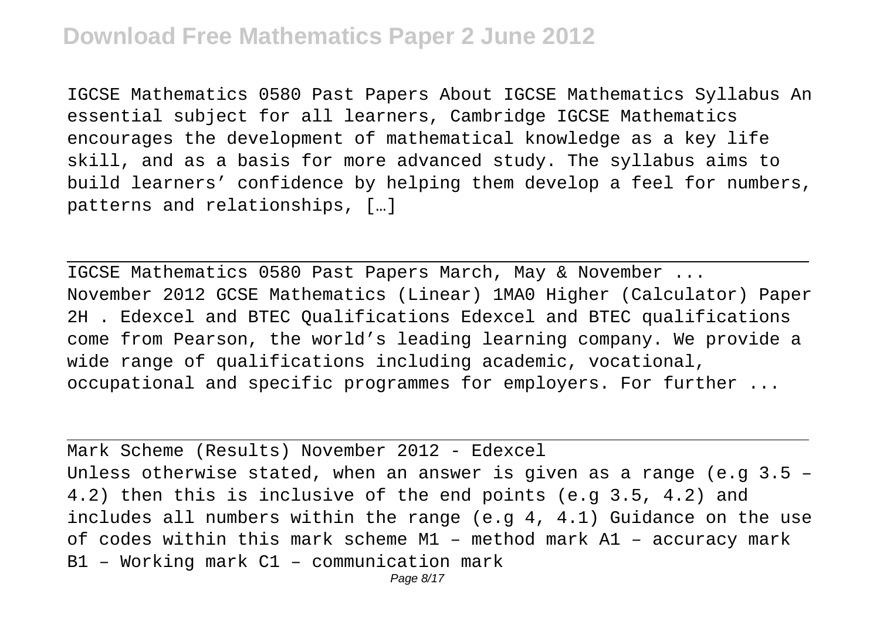IGCSE Mathematics 0580 Past Papers About IGCSE Mathematics Syllabus An essential subject for all learners, Cambridge IGCSE Mathematics encourages the development of mathematical knowledge as a key life skill, and as a basis for more advanced study. The syllabus aims to build learners' confidence by helping them develop a feel for numbers, patterns and relationships, […]

---

IGCSE Mathematics 0580 Past Papers March, May & November ...
November 2012 GCSE Mathematics (Linear) 1MA0 Higher (Calculator) Paper 2H . Edexcel and BTEC Qualifications Edexcel and BTEC qualifications come from Pearson, the world's leading learning company. We provide a wide range of qualifications including academic, vocational, occupational and specific programmes for employers. For further ...

---

Mark Scheme (Results) November 2012 - Edexcel
Unless otherwise stated, when an answer is given as a range (e.g 3.5 – 4.2) then this is inclusive of the end points (e.g 3.5, 4.2) and includes all numbers within the range (e.g 4, 4.1) Guidance on the use of codes within this mark scheme M1 – method mark A1 – accuracy mark B1 – Working mark C1 – communication mark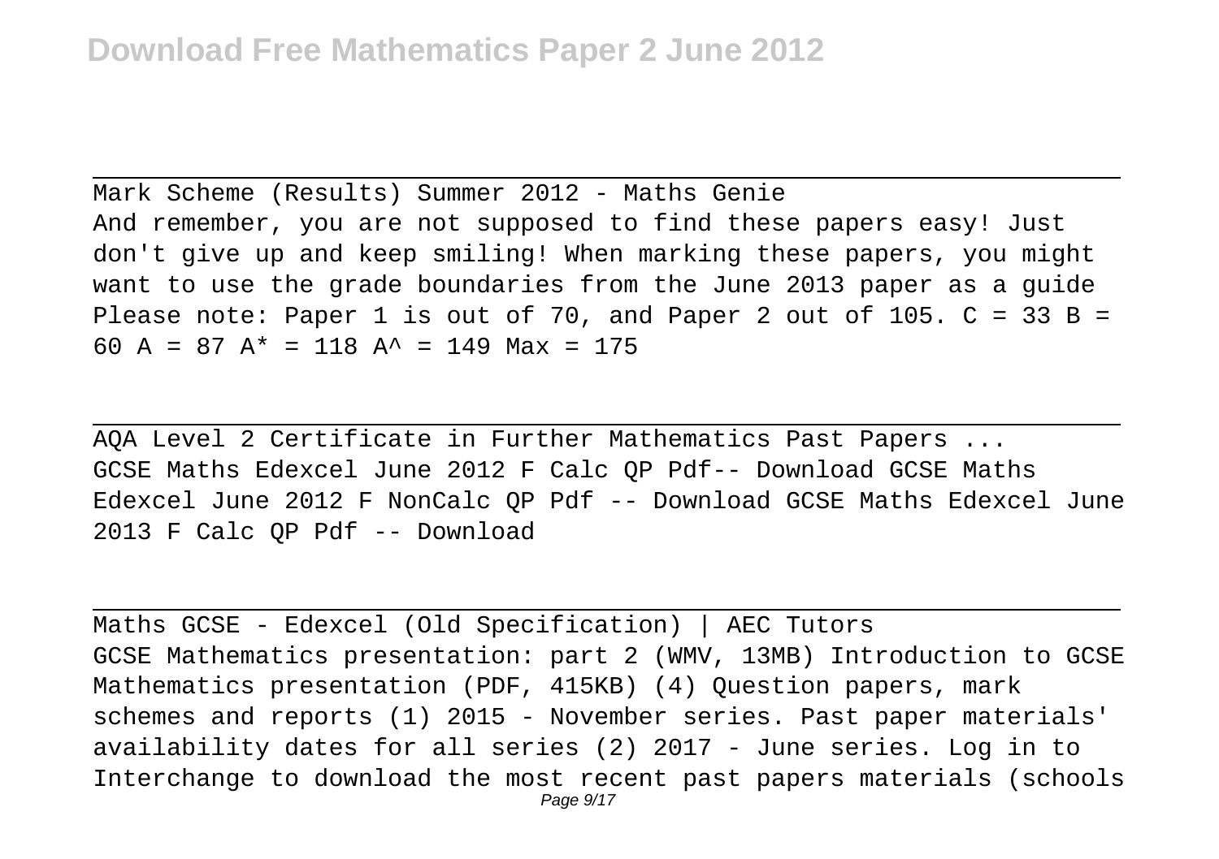Mark Scheme (Results) Summer 2012 - Maths Genie

And remember, you are not supposed to find these papers easy! Just don't give up and keep smiling! When marking these papers, you might want to use the grade boundaries from the June 2013 paper as a guide Please note: Paper 1 is out of 70, and Paper 2 out of 105. C = 33 B = 60 A = 87 A* = 118 A^ = 149 Max = 175

AQA Level 2 Certificate in Further Mathematics Past Papers ...

GCSE Maths Edexcel June 2012 F Calc QP Pdf-- Download GCSE Maths Edexcel June 2012 F NonCalc QP Pdf -- Download GCSE Maths Edexcel June 2013 F Calc QP Pdf -- Download

Maths GCSE - Edexcel (Old Specification) | AEC Tutors

GCSE Mathematics presentation: part 2 (WMV, 13MB) Introduction to GCSE Mathematics presentation (PDF, 415KB) (4) Question papers, mark schemes and reports (1) 2015 - November series. Past paper materials' availability dates for all series (2) 2017 - June series. Log in to Interchange to download the most recent past papers materials (schools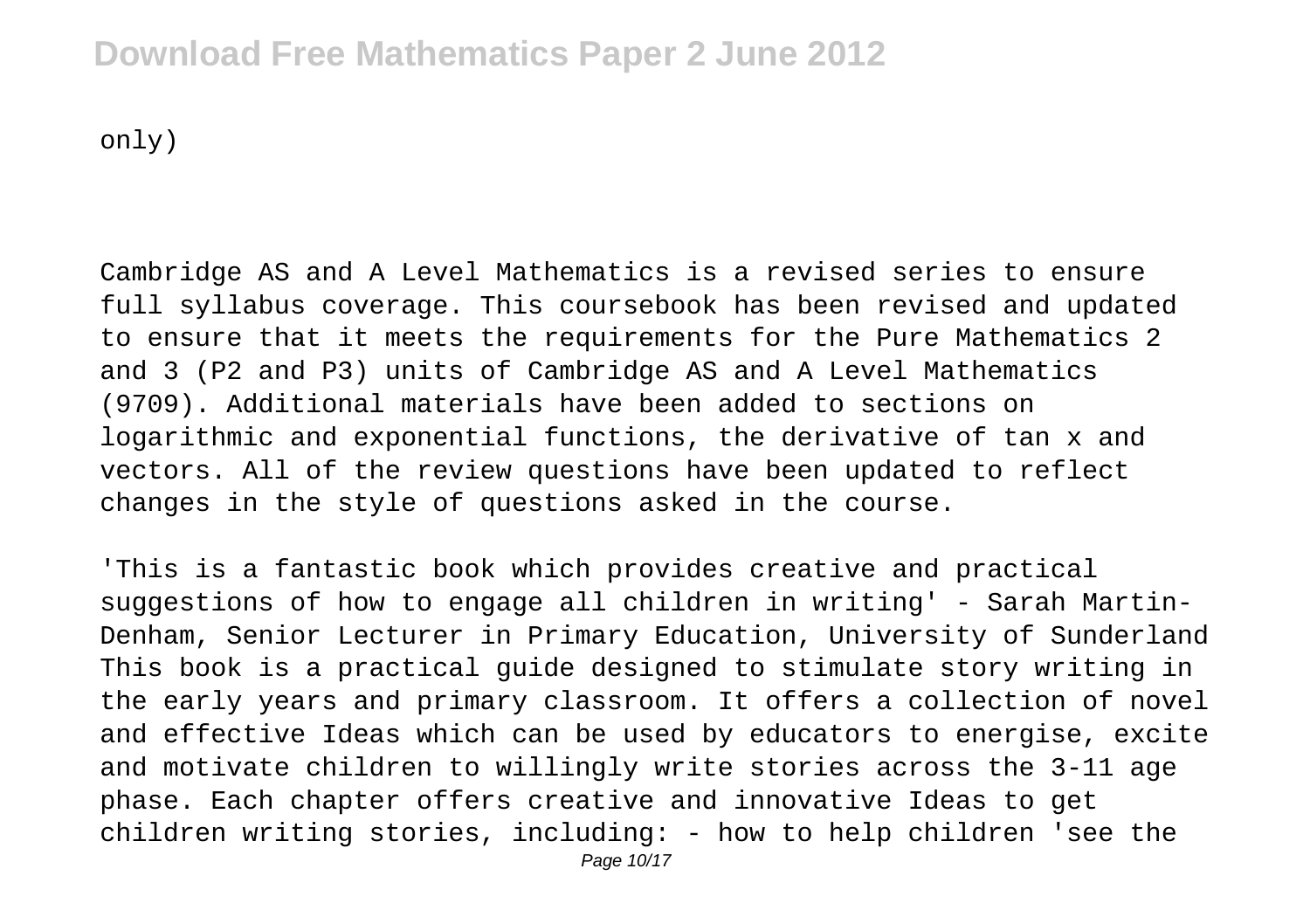only)

Cambridge AS and A Level Mathematics is a revised series to ensure full syllabus coverage. This coursebook has been revised and updated to ensure that it meets the requirements for the Pure Mathematics 2 and 3 (P2 and P3) units of Cambridge AS and A Level Mathematics (9709). Additional materials have been added to sections on logarithmic and exponential functions, the derivative of tan x and vectors. All of the review questions have been updated to reflect changes in the style of questions asked in the course.

'This is a fantastic book which provides creative and practical suggestions of how to engage all children in writing' - Sarah Martin-Denham, Senior Lecturer in Primary Education, University of Sunderland This book is a practical guide designed to stimulate story writing in the early years and primary classroom. It offers a collection of novel and effective Ideas which can be used by educators to energise, excite and motivate children to willingly write stories across the 3-11 age phase. Each chapter offers creative and innovative Ideas to get children writing stories, including: - how to help children 'see the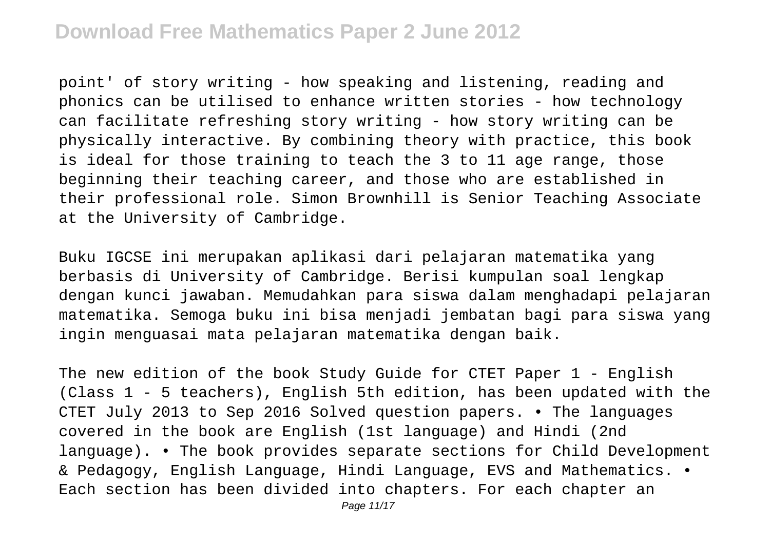point' of story writing - how speaking and listening, reading and phonics can be utilised to enhance written stories - how technology can facilitate refreshing story writing - how story writing can be physically interactive. By combining theory with practice, this book is ideal for those training to teach the 3 to 11 age range, those beginning their teaching career, and those who are established in their professional role. Simon Brownhill is Senior Teaching Associate at the University of Cambridge.

Buku IGCSE ini merupakan aplikasi dari pelajaran matematika yang berbasis di University of Cambridge. Berisi kumpulan soal lengkap dengan kunci jawaban. Memudahkan para siswa dalam menghadapi pelajaran matematika. Semoga buku ini bisa menjadi jembatan bagi para siswa yang ingin menguasai mata pelajaran matematika dengan baik.

The new edition of the book Study Guide for CTET Paper 1 - English (Class 1 - 5 teachers), English 5th edition, has been updated with the CTET July 2013 to Sep 2016 Solved question papers. • The languages covered in the book are English (1st language) and Hindi (2nd language). • The book provides separate sections for Child Development & Pedagogy, English Language, Hindi Language, EVS and Mathematics. • Each section has been divided into chapters. For each chapter an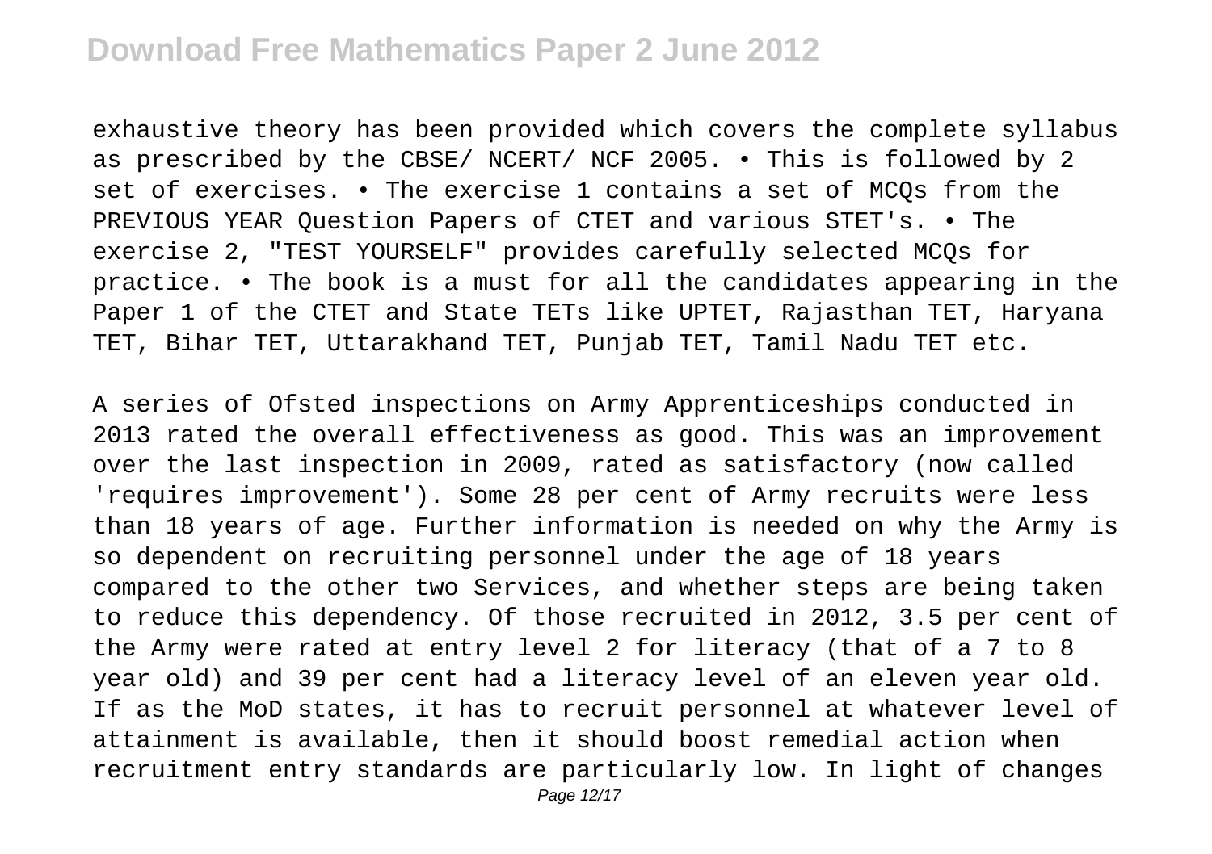exhaustive theory has been provided which covers the complete syllabus as prescribed by the CBSE/ NCERT/ NCF 2005. • This is followed by 2 set of exercises. • The exercise 1 contains a set of MCQs from the PREVIOUS YEAR Question Papers of CTET and various STET's. • The exercise 2, "TEST YOURSELF" provides carefully selected MCQs for practice. • The book is a must for all the candidates appearing in the Paper 1 of the CTET and State TETs like UPTET, Rajasthan TET, Haryana TET, Bihar TET, Uttarakhand TET, Punjab TET, Tamil Nadu TET etc.

A series of Ofsted inspections on Army Apprenticeships conducted in 2013 rated the overall effectiveness as good. This was an improvement over the last inspection in 2009, rated as satisfactory (now called 'requires improvement'). Some 28 per cent of Army recruits were less than 18 years of age. Further information is needed on why the Army is so dependent on recruiting personnel under the age of 18 years compared to the other two Services, and whether steps are being taken to reduce this dependency. Of those recruited in 2012, 3.5 per cent of the Army were rated at entry level 2 for literacy (that of a 7 to 8 year old) and 39 per cent had a literacy level of an eleven year old. If as the MoD states, it has to recruit personnel at whatever level of attainment is available, then it should boost remedial action when recruitment entry standards are particularly low. In light of changes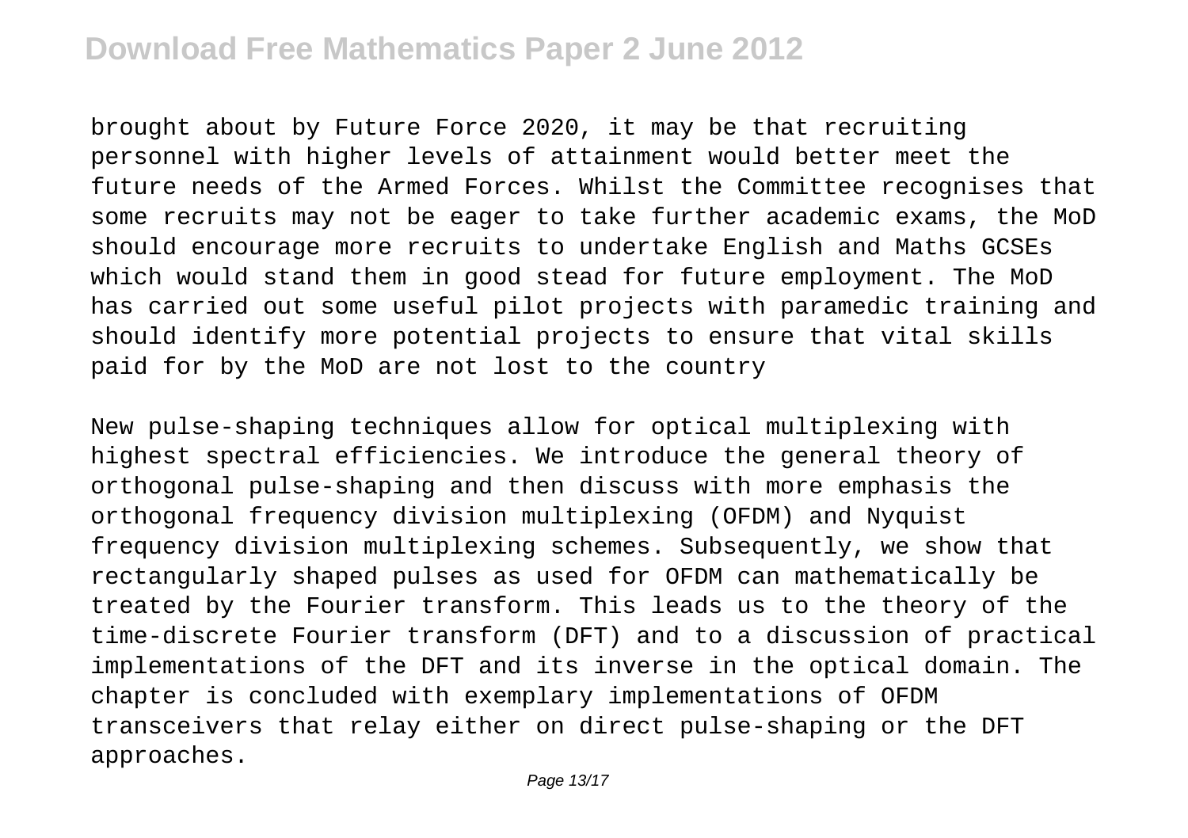brought about by Future Force 2020, it may be that recruiting personnel with higher levels of attainment would better meet the future needs of the Armed Forces. Whilst the Committee recognises that some recruits may not be eager to take further academic exams, the MoD should encourage more recruits to undertake English and Maths GCSEs which would stand them in good stead for future employment. The MoD has carried out some useful pilot projects with paramedic training and should identify more potential projects to ensure that vital skills paid for by the MoD are not lost to the country

New pulse-shaping techniques allow for optical multiplexing with highest spectral efficiencies. We introduce the general theory of orthogonal pulse-shaping and then discuss with more emphasis the orthogonal frequency division multiplexing (OFDM) and Nyquist frequency division multiplexing schemes. Subsequently, we show that rectangularly shaped pulses as used for OFDM can mathematically be treated by the Fourier transform. This leads us to the theory of the time-discrete Fourier transform (DFT) and to a discussion of practical implementations of the DFT and its inverse in the optical domain. The chapter is concluded with exemplary implementations of OFDM transceivers that relay either on direct pulse-shaping or the DFT approaches.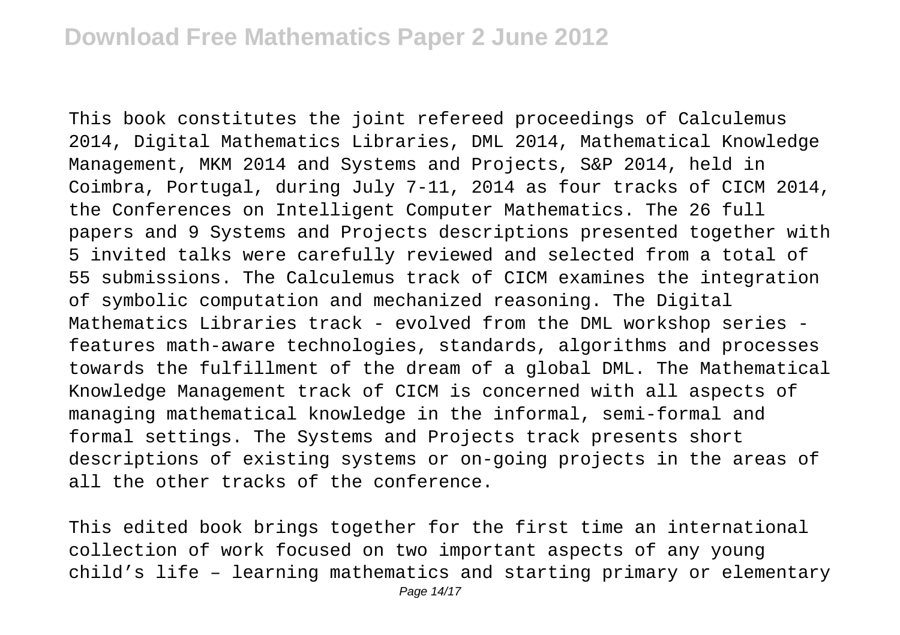This book constitutes the joint refereed proceedings of Calculemus 2014, Digital Mathematics Libraries, DML 2014, Mathematical Knowledge Management, MKM 2014 and Systems and Projects, S&P 2014, held in Coimbra, Portugal, during July 7-11, 2014 as four tracks of CICM 2014, the Conferences on Intelligent Computer Mathematics. The 26 full papers and 9 Systems and Projects descriptions presented together with 5 invited talks were carefully reviewed and selected from a total of 55 submissions. The Calculemus track of CICM examines the integration of symbolic computation and mechanized reasoning. The Digital Mathematics Libraries track - evolved from the DML workshop series - features math-aware technologies, standards, algorithms and processes towards the fulfillment of the dream of a global DML. The Mathematical Knowledge Management track of CICM is concerned with all aspects of managing mathematical knowledge in the informal, semi-formal and formal settings. The Systems and Projects track presents short descriptions of existing systems or on-going projects in the areas of all the other tracks of the conference.

This edited book brings together for the first time an international collection of work focused on two important aspects of any young child's life – learning mathematics and starting primary or elementary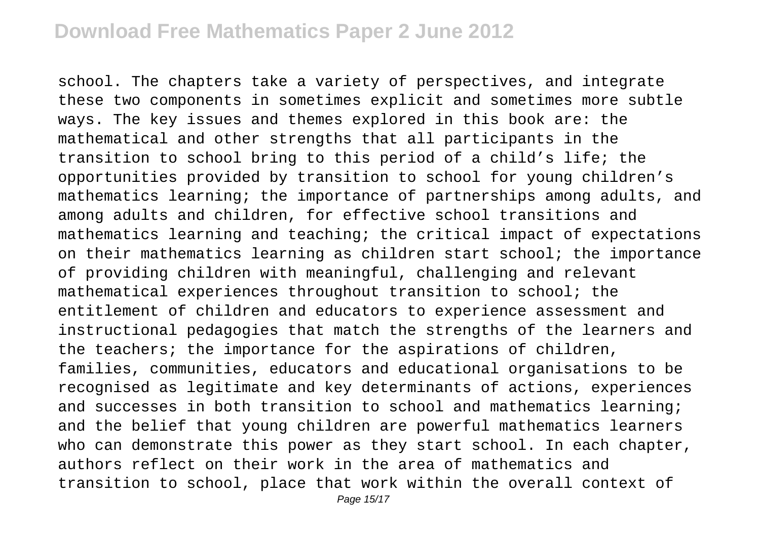school. The chapters take a variety of perspectives, and integrate these two components in sometimes explicit and sometimes more subtle ways. The key issues and themes explored in this book are: the mathematical and other strengths that all participants in the transition to school bring to this period of a child's life; the opportunities provided by transition to school for young children's mathematics learning; the importance of partnerships among adults, and among adults and children, for effective school transitions and mathematics learning and teaching; the critical impact of expectations on their mathematics learning as children start school; the importance of providing children with meaningful, challenging and relevant mathematical experiences throughout transition to school; the entitlement of children and educators to experience assessment and instructional pedagogies that match the strengths of the learners and the teachers; the importance for the aspirations of children, families, communities, educators and educational organisations to be recognised as legitimate and key determinants of actions, experiences and successes in both transition to school and mathematics learning; and the belief that young children are powerful mathematics learners who can demonstrate this power as they start school. In each chapter, authors reflect on their work in the area of mathematics and transition to school, place that work within the overall context of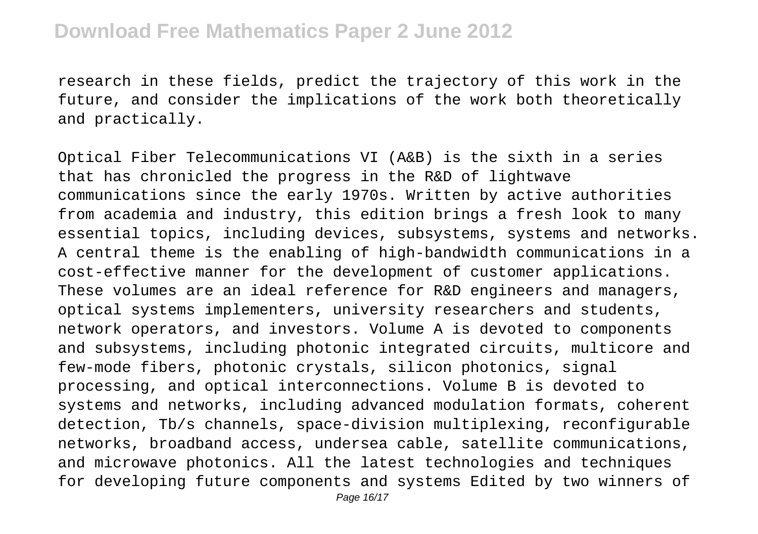research in these fields, predict the trajectory of this work in the future, and consider the implications of the work both theoretically and practically.

Optical Fiber Telecommunications VI (A&B) is the sixth in a series that has chronicled the progress in the R&D of lightwave communications since the early 1970s. Written by active authorities from academia and industry, this edition brings a fresh look to many essential topics, including devices, subsystems, systems and networks. A central theme is the enabling of high-bandwidth communications in a cost-effective manner for the development of customer applications. These volumes are an ideal reference for R&D engineers and managers, optical systems implementers, university researchers and students, network operators, and investors. Volume A is devoted to components and subsystems, including photonic integrated circuits, multicore and few-mode fibers, photonic crystals, silicon photonics, signal processing, and optical interconnections. Volume B is devoted to systems and networks, including advanced modulation formats, coherent detection, Tb/s channels, space-division multiplexing, reconfigurable networks, broadband access, undersea cable, satellite communications, and microwave photonics. All the latest technologies and techniques for developing future components and systems Edited by two winners of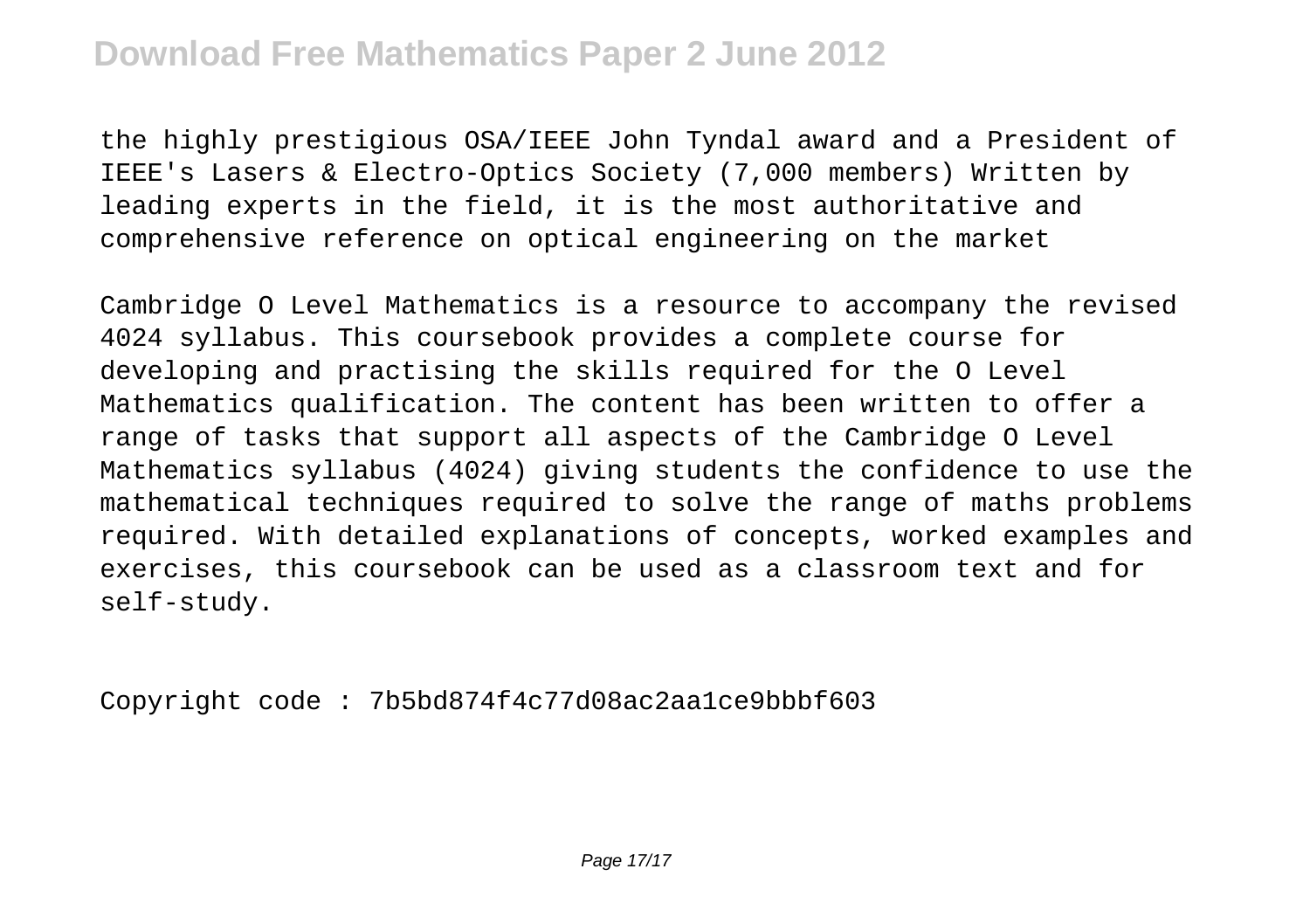the highly prestigious OSA/IEEE John Tyndal award and a President of IEEE's Lasers & Electro-Optics Society (7,000 members) Written by leading experts in the field, it is the most authoritative and comprehensive reference on optical engineering on the market

Cambridge O Level Mathematics is a resource to accompany the revised 4024 syllabus. This coursebook provides a complete course for developing and practising the skills required for the O Level Mathematics qualification. The content has been written to offer a range of tasks that support all aspects of the Cambridge O Level Mathematics syllabus (4024) giving students the confidence to use the mathematical techniques required to solve the range of maths problems required. With detailed explanations of concepts, worked examples and exercises, this coursebook can be used as a classroom text and for self-study.

Copyright code : 7b5bd874f4c77d08ac2aa1ce9bbbf603